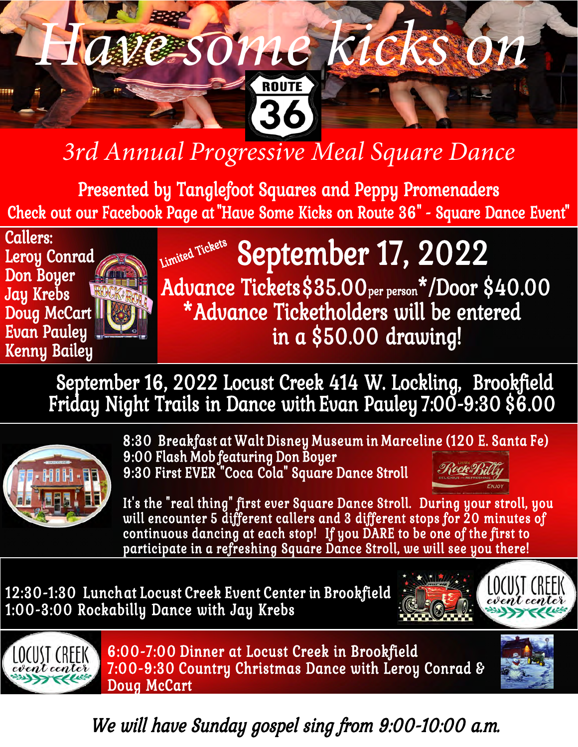# Have some kicks on ROUTE 36

## 3rd Annual Progressive Meal Square Dance

Presented by Tanglefoot Squares and Peppy Promenaders

Check out our Facebook Page at "Have Some Kicks on Route 36" - Square Dance Event"

**Callers:**
Leroy Conrad
Don Boyer
Jay Krebs
Doug McCart
Evan Pauley
Kenny Bailey

Limited Tickets

## September 17, 2022

Advance Tickets $35.00 per person*/Door $40.00

*Advance Ticketholders will be entered in a $50.00 drawing!

September 16, 2022 Locust Creek 414 W. Lockling, Brookfield
Friday Night Trails in Dance with Evan Pauley 7:00-9:30 $6.00

8:30 Breakfast at Walt Disney Museum in Marceline (120 E. Santa Fe)
9:00 Flash Mob featuring Don Boyer
9:30 First EVER "Coca Cola" Square Dance Stroll

It's the "real thing" first ever Square Dance Stroll. During your stroll, you will encounter 5 different callers and 3 different stops for 20 minutes of continuous dancing at each stop! If you DARE to be one of the first to participate in a refreshing Square Dance Stroll, we will see you there!

12:30-1:30 Lunch at Locust Creek Event Center in Brookfield
1:00-3:00 Rockabilly Dance with Jay Krebs

6:00-7:00 Dinner at Locust Creek in Brookfield
7:00-9:30 Country Christmas Dance with Leroy Conrad & Doug McCart

*We will have Sunday gospel sing from 9:00-10:00 a.m.*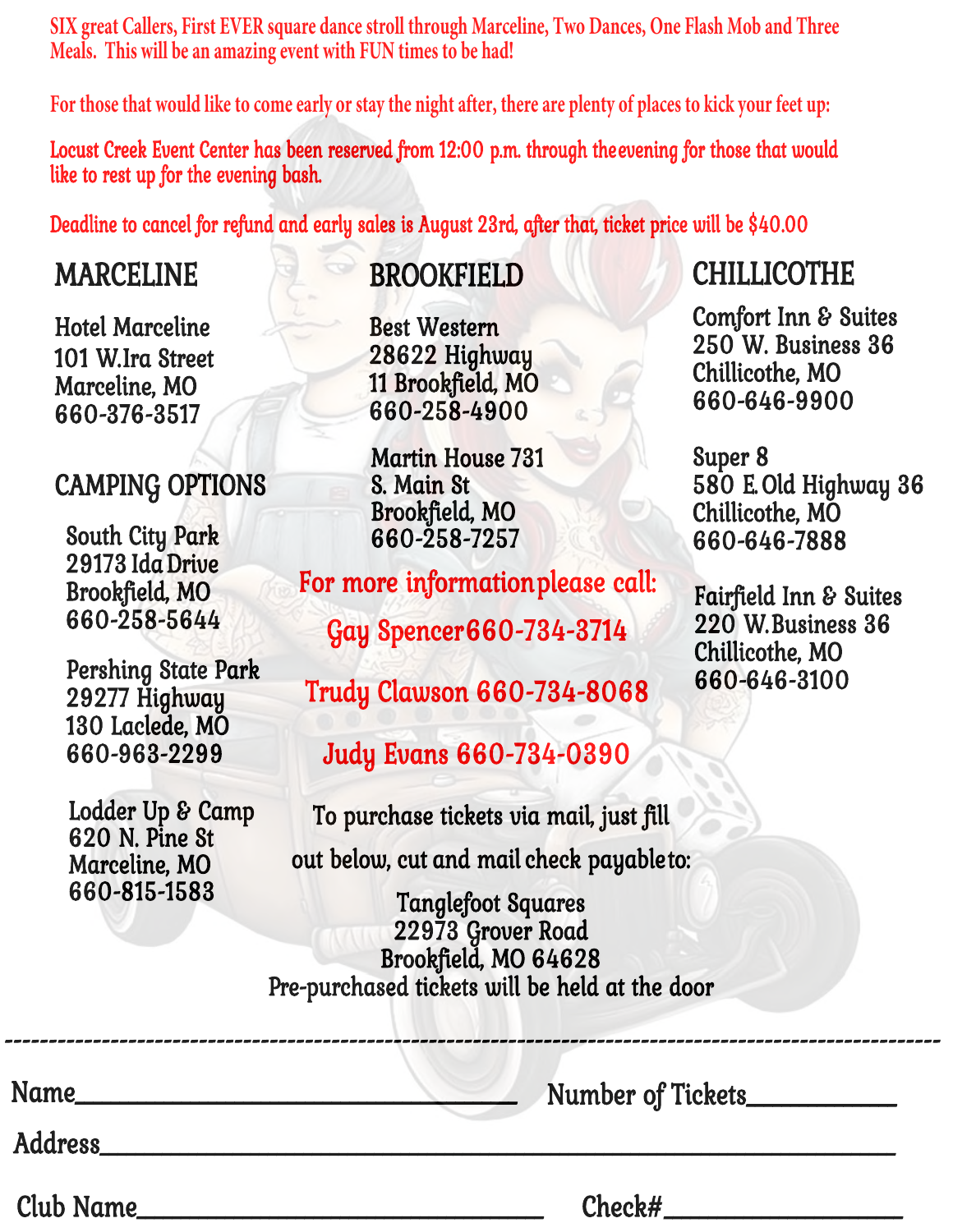SIX great Callers, First EVER square dance stroll through Marceline, Two Dances, One Flash Mob and Three Meals. This will be an amazing event with FUN times to be had!

For those that would like to come early or stay the night after, there are plenty of places to kick your feet up:

Locust Creek Event Center has been reserved from 12:00 p.m. through the evening for those that would like to rest up for the evening bash.

Deadline to cancel for refund and early sales is August 23rd, after that, ticket price will be $40.00

## MARCELINE

Hotel Marceline
101 W.Ira Street
Marceline, MO
660-376-3517

## CAMPING OPTIONS

South City Park
29173 Ida Drive
Brookfield, MO
660-258-5644

Pershing State Park
29277 Highway
130 Laclede, MO
660-963-2299

Lodder Up & Camp
620 N. Pine St
Marceline, MO
660-815-1583

## BROOKFIELD

Best Western
28622 Highway
11 Brookfield, MO
660-258-4900

Martin House 731
S. Main St
Brookfield, MO
660-258-7257

For more information please call:

Gay Spencer 660-734-3714

Trudy Clawson 660-734-8068

Judy Evans 660-734-0390

## CHILLICOTHE

Comfort Inn & Suites
250 W. Business 36
Chillicothe, MO
660-646-9900

Super 8
580 E.Old Highway 36
Chillicothe, MO
660-646-7888

Fairfield Inn & Suites
220 W.Business 36
Chillicothe, MO
660-646-3100

To purchase tickets via mail, just fill out below, cut and mail check payable to:

Tanglefoot Squares
22973 Grover Road
Brookfield, MO 64628
Pre-purchased tickets will be held at the door

---

Name_______________________________ Number of Tickets___________

Address_______________________________________________________

Club Name____________________________ Check#_________________